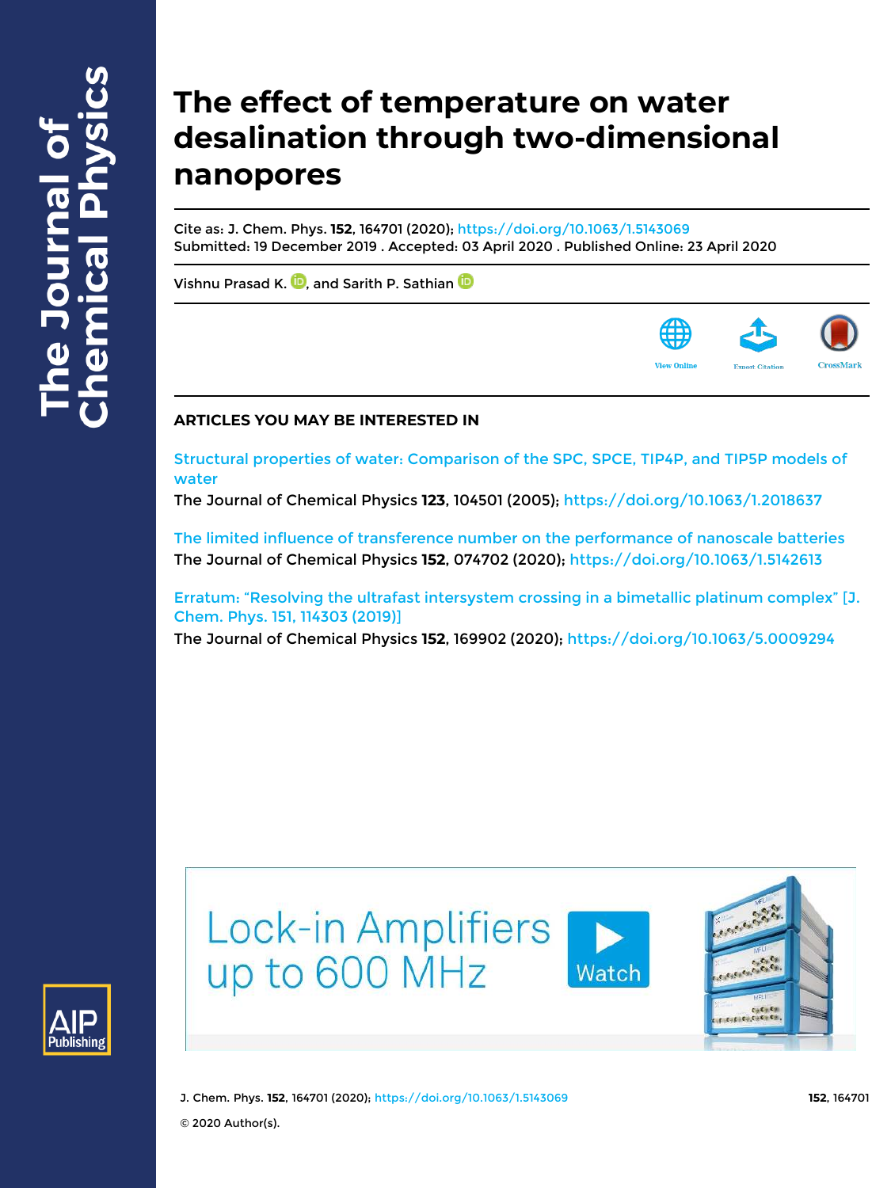# The effect of temperature on water desalination through two-dimensional nanopores

Cite as: J. Chem. Phys. **152**, 164701 (2020); https://doi.org/10.1063/1.5143069
Submitted: 19 December 2019 . Accepted: 03 April 2020 . Published Online: 23 April 2020

Vishnu Prasad K., and Sarith P. Sathian

View Online | Export Citation | CrossMark

## ARTICLES YOU MAY BE INTERESTED IN

Structural properties of water: Comparison of the SPC, SPCE, TIP4P, and TIP5P models of water
The Journal of Chemical Physics **123**, 104501 (2005); https://doi.org/10.1063/1.2018637

The limited influence of transference number on the performance of nanoscale batteries
The Journal of Chemical Physics **152**, 074702 (2020); https://doi.org/10.1063/1.5142613

Erratum: "Resolving the ultrafast intersystem crossing in a bimetallic platinum complex" [J. Chem. Phys. 151, 114303 (2019)]
The Journal of Chemical Physics **152**, 169902 (2020); https://doi.org/10.1063/5.0009294

© 2020 Author(s).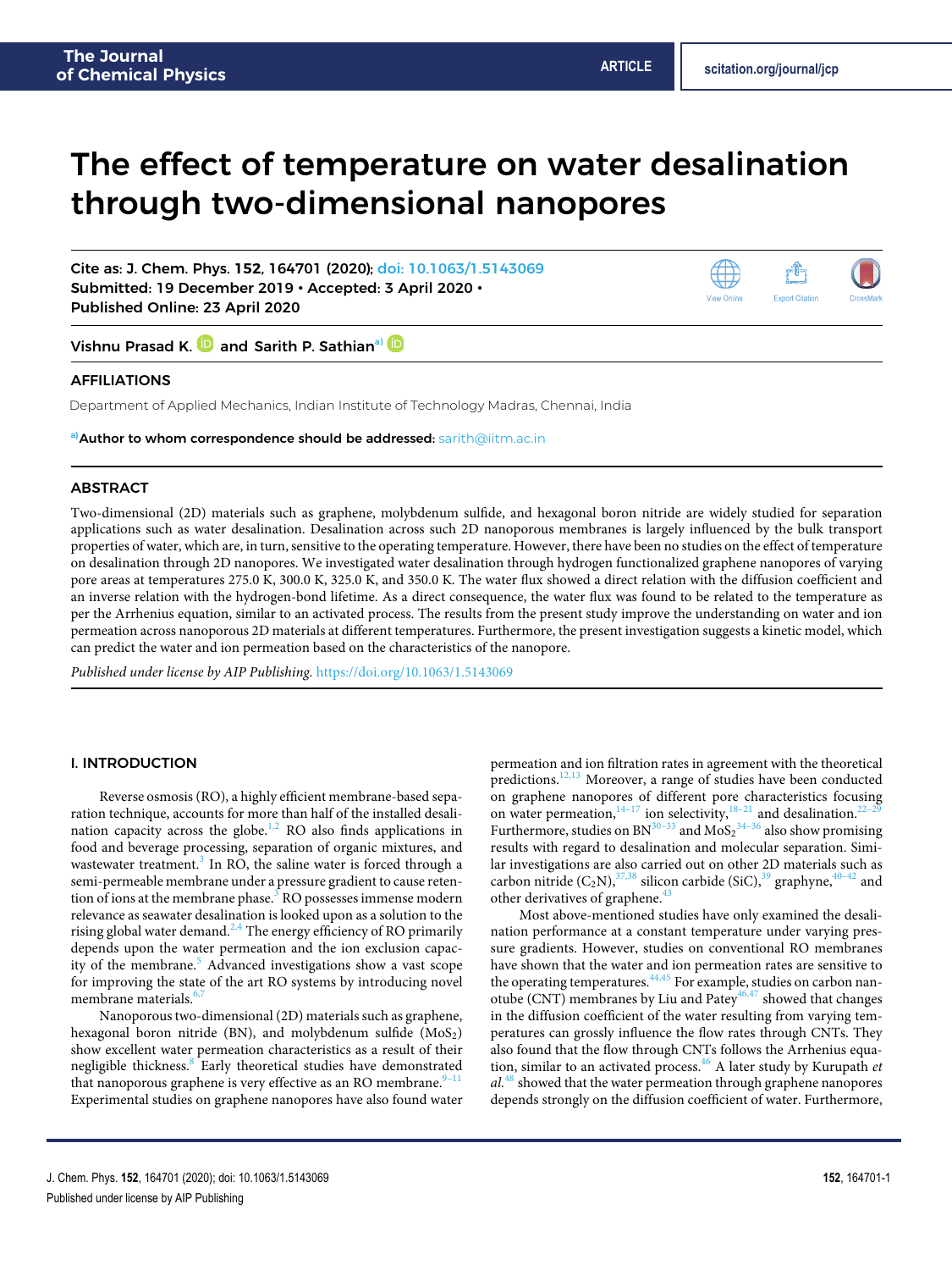# The effect of temperature on water desalination through two-dimensional nanopores

Cite as: J. Chem. Phys. **152**, 164701 (2020); doi: 10.1063/1.5143069

Submitted: 19 December 2019 • Accepted: 3 April 2020 • Published Online: 23 April 2020

Vishnu Prasad K. and Sarith P. Sathian[a)]

## AFFILIATIONS

Department of Applied Mechanics, Indian Institute of Technology Madras, Chennai, India

[a)]**Author to whom correspondence should be addressed:** sarith@iitm.ac.in

## ABSTRACT

Two-dimensional (2D) materials such as graphene, molybdenum sulfide, and hexagonal boron nitride are widely studied for separation applications such as water desalination. Desalination across such 2D nanoporous membranes is largely influenced by the bulk transport properties of water, which are, in turn, sensitive to the operating temperature. However, there have been no studies on the effect of temperature on desalination through 2D nanopores. We investigated water desalination through hydrogen functionalized graphene nanopores of varying pore areas at temperatures 275.0 K, 300.0 K, 325.0 K, and 350.0 K. The water flux showed a direct relation with the diffusion coefficient and an inverse relation with the hydrogen-bond lifetime. As a direct consequence, the water flux was found to be related to the temperature as per the Arrhenius equation, similar to an activated process. The results from the present study improve the understanding on water and ion permeation across nanoporous 2D materials at different temperatures. Furthermore, the present investigation suggests a kinetic model, which can predict the water and ion permeation based on the characteristics of the nanopore.

*Published under license by AIP Publishing.* https://doi.org/10.1063/1.5143069

## I. INTRODUCTION

Reverse osmosis (RO), a highly efficient membrane-based separation technique, accounts for more than half of the installed desalination capacity across the globe.[1,2] RO also finds applications in food and beverage processing, separation of organic mixtures, and wastewater treatment.[3] In RO, the saline water is forced through a semi-permeable membrane under a pressure gradient to cause retention of ions at the membrane phase.[3] RO possesses immense modern relevance as seawater desalination is looked upon as a solution to the rising global water demand.[2,4] The energy efficiency of RO primarily depends upon the water permeation and the ion exclusion capacity of the membrane.[5] Advanced investigations show a vast scope for improving the state of the art RO systems by introducing novel membrane materials.[6,7]

Nanoporous two-dimensional (2D) materials such as graphene, hexagonal boron nitride (BN), and molybdenum sulfide ($MoS_2$) show excellent water permeation characteristics as a result of their negligible thickness.[8] Early theoretical studies have demonstrated that nanoporous graphene is very effective as an RO membrane.[9–11] Experimental studies on graphene nanopores have also found water permeation and ion filtration rates in agreement with the theoretical predictions.[12,13] Moreover, a range of studies have been conducted on graphene nanopores of different pore characteristics focusing on water permeation,[14–17] ion selectivity,[18–21] and desalination.[22–29] Furthermore, studies on BN[30–33] and $MoS_2$[34–36] also show promising results with regard to desalination and molecular separation. Similar investigations are also carried out on other 2D materials such as carbon nitride ($C_2N$),[37,38] silicon carbide (SiC),[39] graphyne,[40–42] and other derivatives of graphene.[43]

Most above-mentioned studies have only examined the desalination performance at a constant temperature under varying pressure gradients. However, studies on conventional RO membranes have shown that the water and ion permeation rates are sensitive to the operating temperatures.[44,45] For example, studies on carbon nanotube (CNT) membranes by Liu and Patey[46,47] showed that changes in the diffusion coefficient of the water resulting from varying temperatures can grossly influence the flow rates through CNTs. They also found that the flow through CNTs follows the Arrhenius equation, similar to an activated process.[46] A later study by Kurupath *et al.*[48] showed that the water permeation through graphene nanopores depends strongly on the diffusion coefficient of water. Furthermore,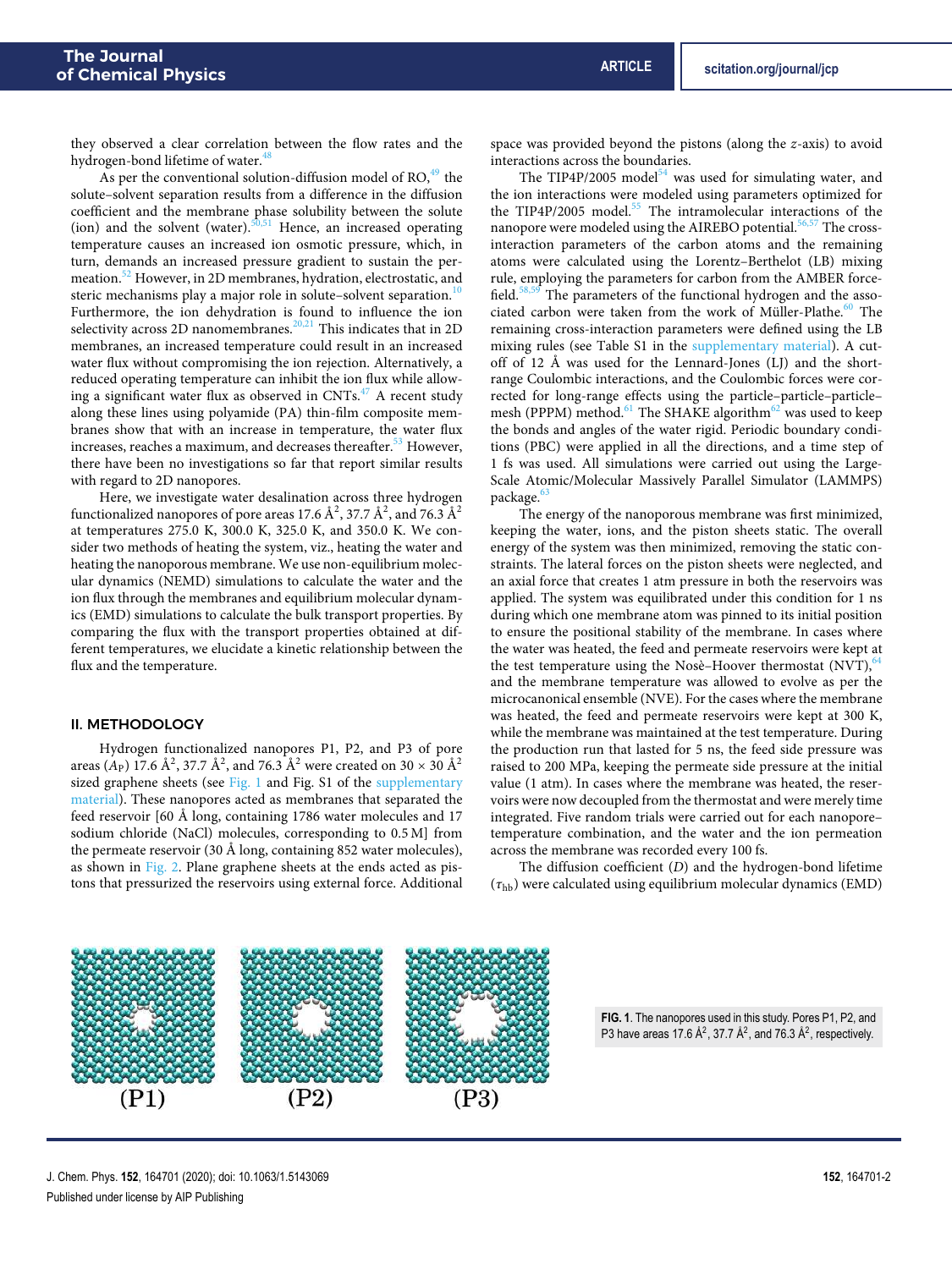they observed a clear correlation between the flow rates and the hydrogen-bond lifetime of water.[48]

As per the conventional solution-diffusion model of RO,[49] the solute–solvent separation results from a difference in the diffusion coefficient and the membrane phase solubility between the solute (ion) and the solvent (water).[50,51] Hence, an increased operating temperature causes an increased ion osmotic pressure, which, in turn, demands an increased pressure gradient to sustain the permeation.[52] However, in 2D membranes, hydration, electrostatic, and steric mechanisms play a major role in solute–solvent separation.[10] Furthermore, the ion dehydration is found to influence the ion selectivity across 2D nanomembranes.[20,21] This indicates that in 2D membranes, an increased temperature could result in an increased water flux without compromising the ion rejection. Alternatively, a reduced operating temperature can inhibit the ion flux while allowing a significant water flux as observed in CNTs.[47] A recent study along these lines using polyamide (PA) thin-film composite membranes show that with an increase in temperature, the water flux increases, reaches a maximum, and decreases thereafter.[53] However, there have been no investigations so far that report similar results with regard to 2D nanopores.

Here, we investigate water desalination across three hydrogen functionalized nanopores of pore areas 17.6 Å$^2$, 37.7 Å$^2$, and 76.3 Å$^2$ at temperatures 275.0 K, 300.0 K, 325.0 K, and 350.0 K. We consider two methods of heating the system, viz., heating the water and heating the nanoporous membrane. We use non-equilibrium molecular dynamics (NEMD) simulations to calculate the water and the ion flux through the membranes and equilibrium molecular dynamics (EMD) simulations to calculate the bulk transport properties. By comparing the flux with the transport properties obtained at different temperatures, we elucidate a kinetic relationship between the flux and the temperature.

## II. METHODOLOGY

Hydrogen functionalized nanopores P1, P2, and P3 of pore areas ($A_P$) 17.6 Å$^2$, 37.7 Å$^2$, and 76.3 Å$^2$ were created on 30 × 30 Å$^2$ sized graphene sheets (see Fig. 1 and Fig. S1 of the supplementary material). These nanopores acted as membranes that separated the feed reservoir [60 Å long, containing 1786 water molecules and 17 sodium chloride (NaCl) molecules, corresponding to 0.5 M] from the permeate reservoir (30 Å long, containing 852 water molecules), as shown in Fig. 2. Plane graphene sheets at the ends acted as pistons that pressurized the reservoirs using external force. Additional space was provided beyond the pistons (along the $z$-axis) to avoid interactions across the boundaries.

The TIP4P/2005 model[54] was used for simulating water, and the ion interactions were modeled using parameters optimized for the TIP4P/2005 model.[55] The intramolecular interactions of the nanopore were modeled using the AIREBO potential.[56,57] The cross-interaction parameters of the carbon atoms and the remaining atoms were calculated using the Lorentz–Berthelot (LB) mixing rule, employing the parameters for carbon from the AMBER force-field.[58,59] The parameters of the functional hydrogen and the associated carbon were taken from the work of Müller-Plathe.[60] The remaining cross-interaction parameters were defined using the LB mixing rules (see Table S1 in the supplementary material). A cutoff of 12 Å was used for the Lennard-Jones (LJ) and the short-range Coulombic interactions, and the Coulombic forces were corrected for long-range effects using the particle–particle–particle–mesh (PPPM) method.[61] The SHAKE algorithm[62] was used to keep the bonds and angles of the water rigid. Periodic boundary conditions (PBC) were applied in all the directions, and a time step of 1 fs was used. All simulations were carried out using the Large-Scale Atomic/Molecular Massively Parallel Simulator (LAMMPS) package.[63]

The energy of the nanoporous membrane was first minimized, keeping the water, ions, and the piston sheets static. The overall energy of the system was then minimized, removing the static constraints. The lateral forces on the piston sheets were neglected, and an axial force that creates 1 atm pressure in both the reservoirs was applied. The system was equilibrated under this condition for 1 ns during which one membrane atom was pinned to its initial position to ensure the positional stability of the membrane. In cases where the water was heated, the feed and permeate reservoirs were kept at the test temperature using the Nosè–Hoover thermostat (NVT),[64] and the membrane temperature was allowed to evolve as per the microcanonical ensemble (NVE). For the cases where the membrane was heated, the feed and permeate reservoirs were kept at 300 K, while the membrane was maintained at the test temperature. During the production run that lasted for 5 ns, the feed side pressure was raised to 200 MPa, keeping the permeate side pressure at the initial value (1 atm). In cases where the membrane was heated, the reservoirs were now decoupled from the thermostat and were merely time integrated. Five random trials were carried out for each nanopore–temperature combination, and the water and the ion permeation across the membrane was recorded every 100 fs.

The diffusion coefficient ($D$) and the hydrogen-bond lifetime ($\tau_{hb}$) were calculated using equilibrium molecular dynamics (EMD)

**FIG. 1**. The nanopores used in this study. Pores P1, P2, and P3 have areas 17.6 Å$^2$, 37.7 Å$^2$, and 76.3 Å$^2$, respectively.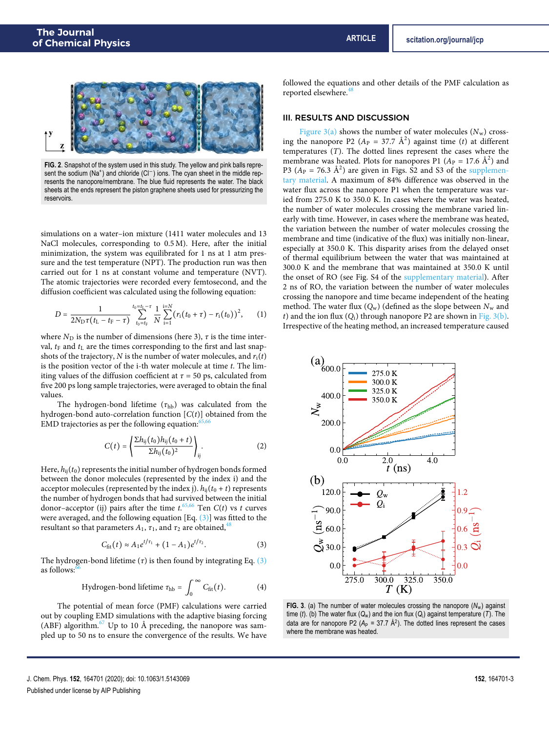FIG. 2. Snapshot of the system used in this study. The yellow and pink balls represent the sodium ($Na^+$) and chloride ($Cl^-$) ions. The cyan sheet in the middle represents the nanopore/membrane. The blue fluid represents the water. The black sheets at the ends represent the piston graphene sheets used for pressurizing the reservoirs.

simulations on a water–ion mixture (1411 water molecules and 13 NaCl molecules, corresponding to 0.5 M). Here, after the initial minimization, the system was equilibrated for 1 ns at 1 atm pressure and the test temperature (NPT). The production run was then carried out for 1 ns at constant volume and temperature (NVT). The atomic trajectories were recorded every femtosecond, and the diffusion coefficient was calculated using the following equation:

$$D = \frac{1}{2N_D \tau (t_L - t_F - \tau)} \sum_{t_0 = t_F}^{t_0 = t_L - \tau} \frac{1}{N} \sum_{i=1}^{i=N} (r_i(t_0 + \tau) - r_i(t_0))^2, \quad (1)$$

where $N_D$ is the number of dimensions (here 3), $\tau$ is the time interval, $t_F$ and $t_L$ are the times corresponding to the first and last snapshots of the trajectory, $N$ is the number of water molecules, and $r_i(t)$ is the position vector of the i-th water molecule at time $t$. The limiting values of the diffusion coefficient at $\tau$ = 50 ps, calculated from five 200 ps long sample trajectories, were averaged to obtain the final values.

The hydrogen-bond lifetime ($\tau_{hb}$) was calculated from the hydrogen-bond auto-correlation function [$C(t)$] obtained from the EMD trajectories as per the following equation:[65,66]

$$C(t) = \left\langle \frac{\Sigma h_{ij}(t_0) h_{ij}(t_0 + t)}{\Sigma h_{ij}(t_0)^2} \right\rangle_{ij}. \quad (2)$$

Here, $h_{ij}(t_0)$ represents the initial number of hydrogen bonds formed between the donor molecules (represented by the index i) and the acceptor molecules (represented by the index j). $h_{ij}(t_0 + t)$ represents the number of hydrogen bonds that had survived between the initial donor–acceptor (ij) pairs after the time $t$.[65,66] Ten $C(t)$ vs $t$ curves were averaged, and the following equation [Eq. (3)] was fitted to the resultant so that parameters $A_1$, $\tau_1$, and $\tau_2$ are obtained,[48]

$$C_{fit}(t) \approx A_1 e^{t/\tau_1} + (1 - A_1) e^{t/\tau_2}. \quad (3)$$

The hydrogen-bond lifetime ($\tau$) is then found by integrating Eq. (3) as follows:[66]

$$\text{Hydrogen-bond lifetime } \tau_{hb} = \int_0^\infty C_{fit}(t). \quad (4)$$

The potential of mean force (PMF) calculations were carried out by coupling EMD simulations with the adaptive biasing forcing (ABF) algorithm.[67] Up to 10 Å preceding, the nanopore was sampled up to 50 ns to ensure the convergence of the results. We have followed the equations and other details of the PMF calculation as reported elsewhere.[48]

## III. RESULTS AND DISCUSSION

Figure 3(a) shows the number of water molecules ($N_w$) crossing the nanopore P2 ($A_P$ = 37.7 Å$^2$) against time ($t$) at different temperatures ($T$). The dotted lines represent the cases where the membrane was heated. Plots for nanopores P1 ($A_P$ = 17.6 Å$^2$) and P3 ($A_P$ = 76.3 Å$^2$) are given in Figs. S2 and S3 of the supplementary material. A maximum of 84% difference was observed in the water flux across the nanopore P1 when the temperature was varied from 275.0 K to 350.0 K. In cases where the water was heated, the number of water molecules crossing the membrane varied linearly with time. However, in cases where the membrane was heated, the variation between the number of water molecules crossing the membrane and time (indicative of the flux) was initially non-linear, especially at 350.0 K. This disparity arises from the delayed onset of thermal equilibrium between the water that was maintained at 300.0 K and the membrane that was maintained at 350.0 K until the onset of RO (see Fig. S4 of the supplementary material). After 2 ns of RO, the variation between the number of water molecules crossing the nanopore and time became independent of the heating method. The water flux ($Q_w$) (defined as the slope between $N_w$ and $t$) and the ion flux ($Q_i$) through nanopore P2 are shown in Fig. 3(b). Irrespective of the heating method, an increased temperature caused

FIG. 3. (a) The number of water molecules crossing the nanopore ($N_w$) against time ($t$). (b) The water flux ($Q_w$) and the ion flux ($Q_i$) against temperature ($T$). The data are for nanopore P2 ($A_P$ = 37.7 Å$^2$). The dotted lines represent the cases where the membrane was heated.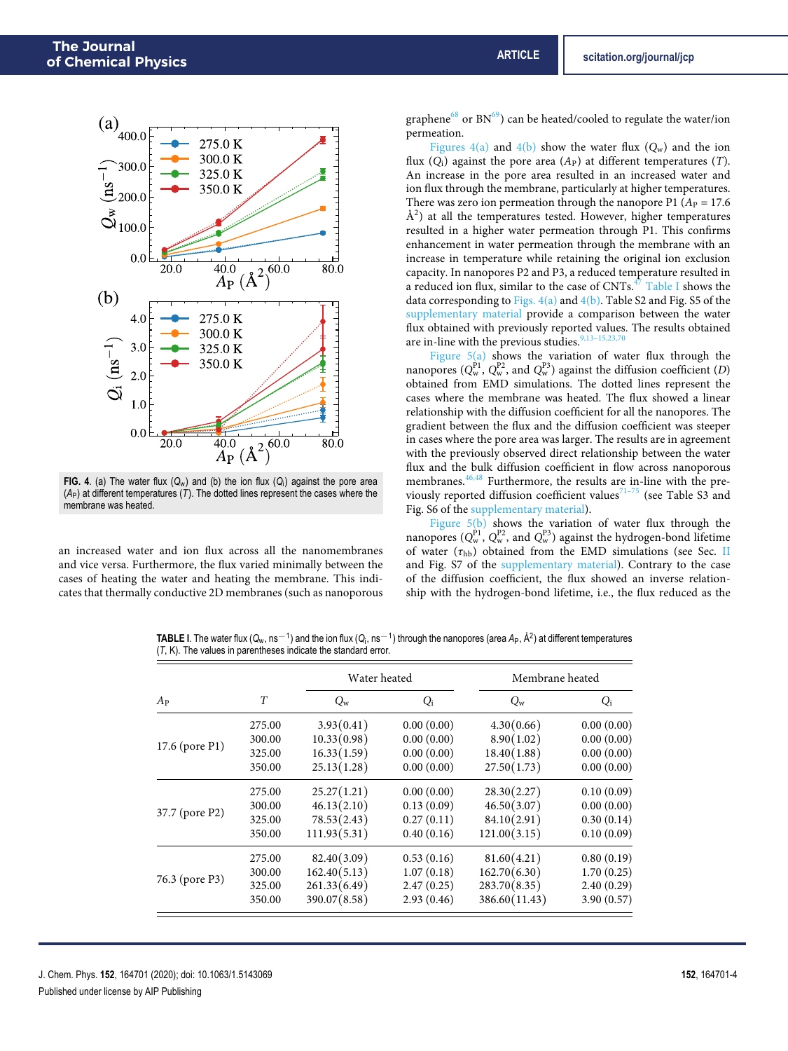FIG. 4. (a) The water flux ($Q_w$) and (b) the ion flux ($Q_i$) against the pore area ($A_P$) at different temperatures ($T$). The dotted lines represent the cases where the membrane was heated.

an increased water and ion flux across all the nanomembranes and vice versa. Furthermore, the flux varied minimally between the cases of heating the water and heating the membrane. This indicates that thermally conductive 2D membranes (such as nanoporous graphene[68] or BN[69]) can be heated/cooled to regulate the water/ion permeation.

Figures 4(a) and 4(b) show the water flux ($Q_w$) and the ion flux ($Q_i$) against the pore area ($A_P$) at different temperatures ($T$). An increase in the pore area resulted in an increased water and ion flux through the membrane, particularly at higher temperatures. There was zero ion permeation through the nanopore P1 ($A_P$ = 17.6 Å$^2$) at all the temperatures tested. However, higher temperatures resulted in a higher water permeation through P1. This confirms enhancement in water permeation through the membrane with an increase in temperature while retaining the original ion exclusion capacity. In nanopores P2 and P3, a reduced temperature resulted in a reduced ion flux, similar to the case of CNTs.[47] Table I shows the data corresponding to Figs. 4(a) and 4(b). Table S2 and Fig. S5 of the supplementary material provide a comparison between the water flux obtained with previously reported values. The results obtained are in-line with the previous studies.[9,13–15,23,70]

Figure 5(a) shows the variation of water flux through the nanopores ($Q_w^{P1}$, $Q_w^{P2}$, and $Q_w^{P3}$) against the diffusion coefficient ($D$) obtained from EMD simulations. The dotted lines represent the cases where the membrane was heated. The flux showed a linear relationship with the diffusion coefficient for all the nanopores. The gradient between the flux and the diffusion coefficient was steeper in cases where the pore area was larger. The results are in agreement with the previously observed direct relationship between the water flux and the bulk diffusion coefficient in flow across nanoporous membranes.[46,48] Furthermore, the results are in-line with the previously reported diffusion coefficient values[71–75] (see Table S3 and Fig. S6 of the supplementary material).

Figure 5(b) shows the variation of water flux through the nanopores ($Q_w^{P1}$, $Q_w^{P2}$, and $Q_w^{P3}$) against the hydrogen-bond lifetime of water ($\tau_{hb}$) obtained from the EMD simulations (see Sec. II and Fig. S7 of the supplementary material). Contrary to the case of the diffusion coefficient, the flux showed an inverse relationship with the hydrogen-bond lifetime, i.e., the flux reduced as the

TABLE I. The water flux ($Q_w$, ns$^{-1}$) and the ion flux ($Q_i$, ns$^{-1}$) through the nanopores (area $A_P$, Å$^2$) at different temperatures ($T$, K). The values in parentheses indicate the standard error.

| | | Water heated | | Membrane heated | |
|---|---|---|---|---|---|
| $A_P$ | $T$ | $Q_w$ | $Q_i$ | $Q_w$ | $Q_i$ |
| 17.6 (pore P1) | 275.00 | 3.93(0.41) | 0.00 (0.00) | 4.30(0.66) | 0.00 (0.00) |
| | 300.00 | 10.33(0.98) | 0.00 (0.00) | 8.90(1.02) | 0.00 (0.00) |
| | 325.00 | 16.33(1.59) | 0.00 (0.00) | 18.40(1.88) | 0.00 (0.00) |
| | 350.00 | 25.13(1.28) | 0.00 (0.00) | 27.50(1.73) | 0.00 (0.00) |
| 37.7 (pore P2) | 275.00 | 25.27(1.21) | 0.00 (0.00) | 28.30(2.27) | 0.10 (0.09) |
| | 300.00 | 46.13(2.10) | 0.13 (0.09) | 46.50(3.07) | 0.00 (0.00) |
| | 325.00 | 78.53(2.43) | 0.27 (0.11) | 84.10(2.91) | 0.30 (0.14) |
| | 350.00 | 111.93(5.31) | 0.40 (0.16) | 121.00(3.15) | 0.10 (0.09) |
| 76.3 (pore P3) | 275.00 | 82.40(3.09) | 0.53 (0.16) | 81.60(4.21) | 0.80 (0.19) |
| | 300.00 | 162.40(5.13) | 1.07 (0.18) | 162.70(6.30) | 1.70 (0.25) |
| | 325.00 | 261.33(6.49) | 2.47 (0.25) | 283.70(8.35) | 2.40 (0.29) |
| | 350.00 | 390.07(8.58) | 2.93 (0.46) | 386.60(11.43) | 3.90 (0.57) |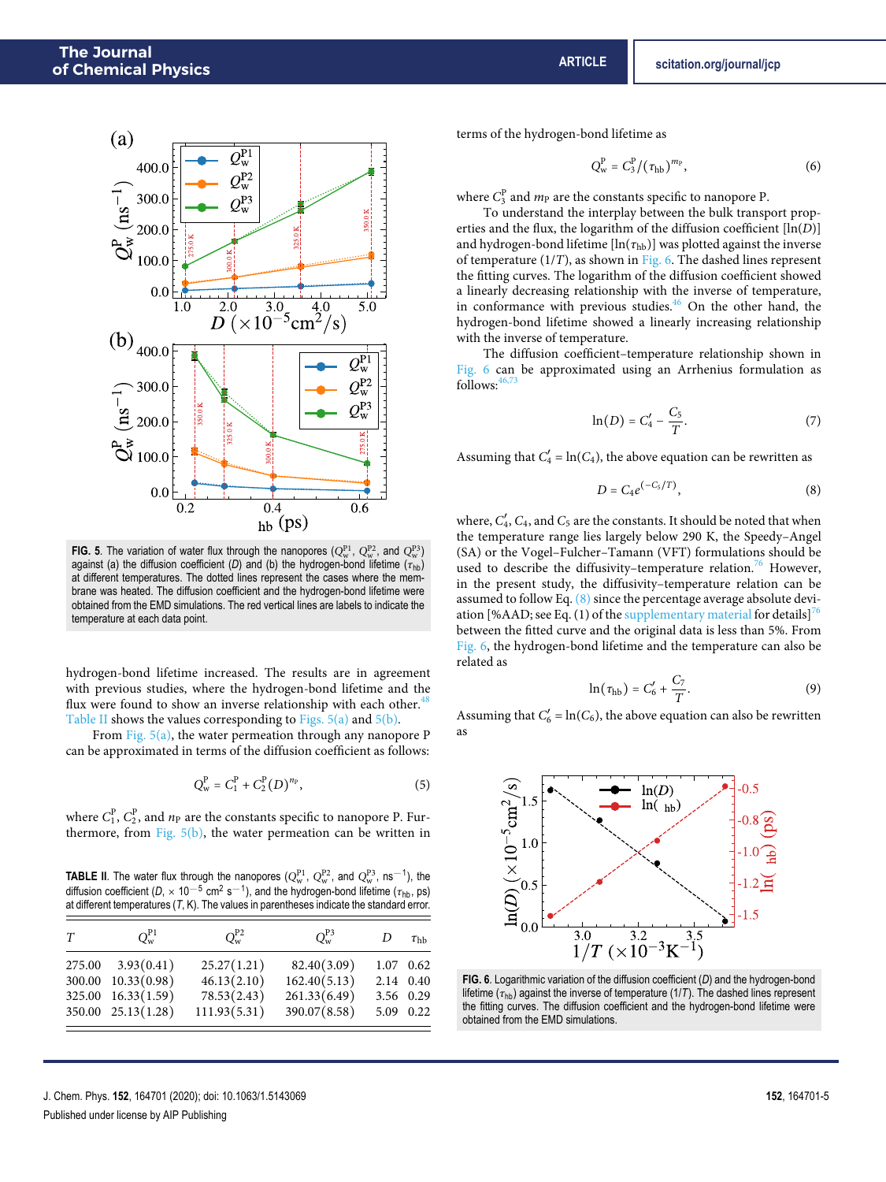FIG. 5. The variation of water flux through the nanopores ($Q_w^{P1}$, $Q_w^{P2}$, and $Q_w^{P3}$) against (a) the diffusion coefficient ($D$) and (b) the hydrogen-bond lifetime ($\tau_{hb}$) at different temperatures. The dotted lines represent the cases where the membrane was heated. The diffusion coefficient and the hydrogen-bond lifetime were obtained from the EMD simulations. The red vertical lines are labels to indicate the temperature at each data point.

hydrogen-bond lifetime increased. The results are in agreement with previous studies, where the hydrogen-bond lifetime and the flux were found to show an inverse relationship with each other.[48] Table II shows the values corresponding to Figs. 5(a) and 5(b).

From Fig. 5(a), the water permeation through any nanopore P can be approximated in terms of the diffusion coefficient as follows:

$$Q_w^P = C_1^P + C_2^P (D)^{n_P}, \tag{5}$$

where $C_1^P$, $C_2^P$, and $n_P$ are the constants specific to nanopore P. Furthermore, from Fig. 5(b), the water permeation can be written in terms of the hydrogen-bond lifetime as

$$Q_w^P = C_3^P / (\tau_{hb})^{m_P}, \tag{6}$$

where $C_3^P$ and $m_P$ are the constants specific to nanopore P.

To understand the interplay between the bulk transport properties and the flux, the logarithm of the diffusion coefficient [$\ln(D)$] and hydrogen-bond lifetime [$\ln(\tau_{hb})$] was plotted against the inverse of temperature ($1/T$), as shown in Fig. 6. The dashed lines represent the fitting curves. The logarithm of the diffusion coefficient showed a linearly decreasing relationship with the inverse of temperature, in conformance with previous studies.[46] On the other hand, the hydrogen-bond lifetime showed a linearly increasing relationship with the inverse of temperature.

The diffusion coefficient–temperature relationship shown in Fig. 6 can be approximated using an Arrhenius formulation as follows:[46,73]

$$\ln(D) = C_4' - \frac{C_5}{T}. \tag{7}$$

Assuming that $C_4' = \ln(C_4)$, the above equation can be rewritten as

$$D = C_4 e^{(-C_5/T)}, \tag{8}$$

where, $C_4'$, $C_4$, and $C_5$ are the constants. It should be noted that when the temperature range lies largely below 290 K, the Speedy–Angel (SA) or the Vogel–Fulcher–Tamann (VFT) formulations should be used to describe the diffusivity–temperature relation.[76] However, in the present study, the diffusivity–temperature relation can be assumed to follow Eq. (8) since the percentage average absolute deviation [%AAD; see Eq. (1) of the supplementary material for details][76] between the fitted curve and the original data is less than 5%. From Fig. 6, the hydrogen-bond lifetime and the temperature can also be related as

$$\ln(\tau_{hb}) = C_6' + \frac{C_7}{T}. \tag{9}$$

Assuming that $C_6' = \ln(C_6)$, the above equation can also be rewritten as

TABLE II. The water flux through the nanopores ($Q_w^{P1}$, $Q_w^{P2}$, and $Q_w^{P3}$, ns$^{-1}$), the diffusion coefficient ($D$, $\times$ 10$^{-5}$ cm$^2$ s$^{-1}$), and the hydrogen-bond lifetime ($\tau_{hb}$, ps) at different temperatures ($T$, K). The values in parentheses indicate the standard error.

| $T$ | $Q_w^{P1}$ | $Q_w^{P2}$ | $Q_w^{P3}$ | $D$ | $\tau_{hb}$ |
|---|---|---|---|---|---|
| 275.00 | 3.93(0.41) | 25.27(1.21) | 82.40(3.09) | 1.07 | 0.62 |
| 300.00 | 10.33(0.98) | 46.13(2.10) | 162.40(5.13) | 2.14 | 0.40 |
| 325.00 | 16.33(1.59) | 78.53(2.43) | 261.33(6.49) | 3.56 | 0.29 |
| 350.00 | 25.13(1.28) | 111.93(5.31) | 390.07(8.58) | 5.09 | 0.22 |

FIG. 6. Logarithmic variation of the diffusion coefficient ($D$) and the hydrogen-bond lifetime ($\tau_{hb}$) against the inverse of temperature ($1/T$). The dashed lines represent the fitting curves. The diffusion coefficient and the hydrogen-bond lifetime were obtained from the EMD simulations.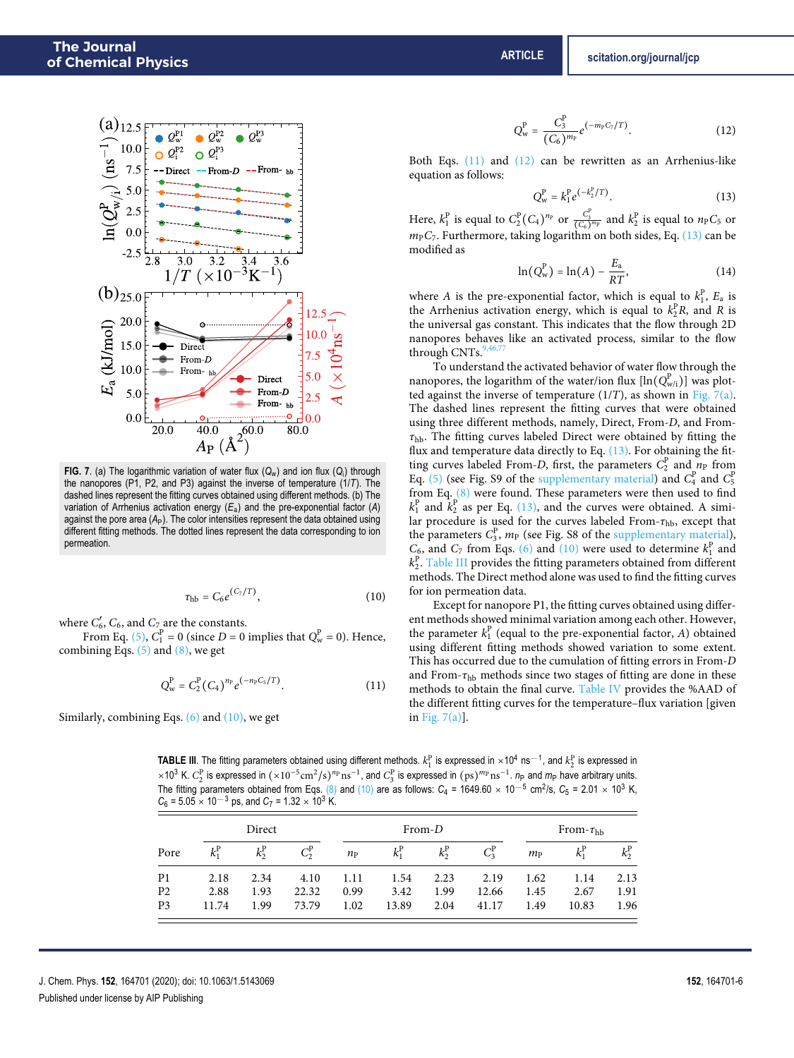FIG. 7. (a) The logarithmic variation of water flux ($Q_w$) and ion flux ($Q_i$) through the nanopores (P1, P2, and P3) against the inverse of temperature ($1/T$). The dashed lines represent the fitting curves obtained using different methods. (b) The variation of Arrhenius activation energy ($E_a$) and the pre-exponential factor ($A$) against the pore area ($A_P$). The color intensities represent the data obtained using different fitting methods. The dotted lines represent the data corresponding to ion permeation.

$$\tau_{hb} = C_6 e^{(C_7/T)}, \tag{10}$$

where $C_6'$, $C_6$, and $C_7$ are the constants.

From Eq. (5), $C_1^P = 0$ (since $D = 0$ implies that $Q_w^P = 0$). Hence, combining Eqs. (5) and (8), we get

$$Q_w^P = C_2^P (C_4)^{n_P} e^{(-n_P C_5/T)}. \tag{11}$$

Similarly, combining Eqs. (6) and (10), we get

$$Q_w^P = \frac{C_3^P}{(C_6)^{m_P}} e^{(-m_P C_7/T)}. \tag{12}$$

Both Eqs. (11) and (12) can be rewritten as an Arrhenius-like equation as follows:

$$Q_w^P = k_1^P e^{(-k_2^P/T)}. \tag{13}$$

Here, $k_1^P$ is equal to $C_2^P (C_4)^{n_P}$ or $\frac{C_3^P}{(C_6)^{m_P}}$ and $k_2^P$ is equal to $n_P C_5$ or $m_P C_7$. Furthermore, taking logarithm on both sides, Eq. (13) can be modified as

$$\ln(Q_w^P) = \ln(A) - \frac{E_a}{RT}, \tag{14}$$

where $A$ is the pre-exponential factor, which is equal to $k_1^P$, $E_a$ is the Arrhenius activation energy, which is equal to $k_2^P R$, and $R$ is the universal gas constant. This indicates that the flow through 2D nanopores behaves like an activated process, similar to the flow through CNTs.[9,46,77]

To understand the activated behavior of water flow through the nanopores, the logarithm of the water/ion flux [$\ln(Q_{w/i}^P)$] was plotted against the inverse of temperature ($1/T$), as shown in Fig. 7(a). The dashed lines represent the fitting curves that were obtained using three different methods, namely, Direct, From-$D$, and From-$\tau_{hb}$. The fitting curves labeled Direct were obtained by fitting the flux and temperature data directly to Eq. (13). For obtaining the fitting curves labeled From-$D$, first, the parameters $C_2^P$ and $n_P$ from Eq. (5) (see Fig. S9 of the supplementary material) and $C_4^P$ and $C_5^P$ from Eq. (8) were found. These parameters were then used to find $k_1^P$ and $k_2^P$ as per Eq. (13), and the curves were obtained. A similar procedure is used for the curves labeled From-$\tau_{hb}$, except that the parameters $C_3^P$, $m_P$ (see Fig. S8 of the supplementary material), $C_6$, and $C_7$ from Eqs. (6) and (10) were used to determine $k_1^P$ and $k_2^P$. Table III provides the fitting parameters obtained from different methods. The Direct method alone was used to find the fitting curves for ion permeation data.

Except for nanopore P1, the fitting curves obtained using different methods showed minimal variation among each other. However, the parameter $k_1^P$ (equal to the pre-exponential factor, $A$) obtained using different fitting methods showed variation to some extent. This has occurred due to the cumulation of fitting errors in From-$D$ and From-$\tau_{hb}$ methods since two stages of fitting are done in these methods to obtain the final curve. Table IV provides the %AAD of the different fitting curves for the temperature–flux variation [given in Fig. 7(a)].

TABLE III. The fitting parameters obtained using different methods. $k_1^P$ is expressed in $\times 10^4$ ns$^{-1}$, and $k_2^P$ is expressed in $\times 10^3$ K. $C_2^P$ is expressed in $(\times 10^{-5}\text{cm}^2/\text{s})^{n_P}$ ns$^{-1}$, and $C_3^P$ is expressed in $(\text{ps})^{m_P}$ ns$^{-1}$. $n_P$ and $m_P$ have arbitrary units. The fitting parameters obtained from Eqs. (8) and (10) are as follows: $C_4 = 1649.60 \times 10^{-5}$ cm$^2$/s, $C_5 = 2.01 \times 10^3$ K, $C_6 = 5.05 \times 10^{-3}$ ps, and $C_7 = 1.32 \times 10^3$ K.

| | Direct | | | From-$D$ | | | | From-$\tau_{hb}$ | | |
|---|---|---|---|---|---|---|---|---|---|---|
| Pore | $k_1^P$ | $k_2^P$ | $C_2^P$ | $n_P$ | $k_1^P$ | $k_2^P$ | $C_3^P$ | $m_P$ | $k_1^P$ | $k_2^P$ |
| P1 | 2.18 | 2.34 | 4.10 | 1.11 | 1.54 | 2.23 | 2.19 | 1.62 | 1.14 | 2.13 |
| P2 | 2.88 | 1.93 | 22.32 | 0.99 | 3.42 | 1.99 | 12.66 | 1.45 | 2.67 | 1.91 |
| P3 | 11.74 | 1.99 | 73.79 | 1.02 | 13.89 | 2.04 | 41.17 | 1.49 | 10.83 | 1.96 |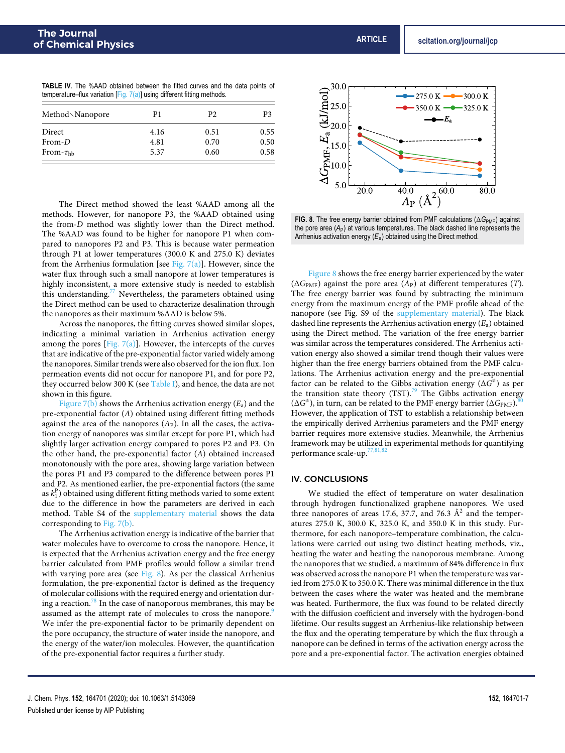TABLE IV. The %AAD obtained between the fitted curves and the data points of temperature–flux variation [Fig. 7(a)] using different fitting methods.

| Method∖Nanopore | P1 | P2 | P3 |
|---|---|---|---|
| Direct | 4.16 | 0.51 | 0.55 |
| From-$D$ | 4.81 | 0.70 | 0.50 |
| From-$\tau_{hb}$ | 5.37 | 0.60 | 0.58 |

The Direct method showed the least %AAD among all the methods. However, for nanopore P3, the %AAD obtained using the from-$D$ method was slightly lower than the Direct method. The %AAD was found to be higher for nanopore P1 when compared to nanopores P2 and P3. This is because water permeation through P1 at lower temperatures (300.0 K and 275.0 K) deviates from the Arrhenius formulation [see Fig. 7(a)]. However, since the water flux through such a small nanopore at lower temperatures is highly inconsistent, a more extensive study is needed to establish this understanding.[77] Nevertheless, the parameters obtained using the Direct method can be used to characterize desalination through the nanopores as their maximum %AAD is below 5%.

Across the nanopores, the fitting curves showed similar slopes, indicating a minimal variation in Arrhenius activation energy among the pores [Fig. 7(a)]. However, the intercepts of the curves that are indicative of the pre-exponential factor varied widely among the nanopores. Similar trends were also observed for the ion flux. Ion permeation events did not occur for nanopore P1, and for pore P2, they occurred below 300 K (see Table I), and hence, the data are not shown in this figure.

Figure 7(b) shows the Arrhenius activation energy ($E_a$) and the pre-exponential factor ($A$) obtained using different fitting methods against the area of the nanopores ($A_P$). In all the cases, the activation energy of nanopores was similar except for pore P1, which had slightly larger activation energy compared to pores P2 and P3. On the other hand, the pre-exponential factor ($A$) obtained increased monotonously with the pore area, showing large variation between the pores P1 and P3 compared to the difference between pores P1 and P2. As mentioned earlier, the pre-exponential factors (the same as $k_1^P$) obtained using different fitting methods varied to some extent due to the difference in how the parameters are derived in each method. Table S4 of the supplementary material shows the data corresponding to Fig. 7(b).

The Arrhenius activation energy is indicative of the barrier that water molecules have to overcome to cross the nanopore. Hence, it is expected that the Arrhenius activation energy and the free energy barrier calculated from PMF profiles would follow a similar trend with varying pore area (see Fig. 8). As per the classical Arrhenius formulation, the pre-exponential factor is defined as the frequency of molecular collisions with the required energy and orientation during a reaction.[78] In the case of nanoporous membranes, this may be assumed as the attempt rate of molecules to cross the nanopore.[9] We infer the pre-exponential factor to be primarily dependent on the pore occupancy, the structure of water inside the nanopore, and the energy of the water/ion molecules. However, the quantification of the pre-exponential factor requires a further study.

FIG. 8. The free energy barrier obtained from PMF calculations ($\Delta G_{PMF}$) against the pore area ($A_P$) at various temperatures. The black dashed line represents the Arrhenius activation energy ($E_a$) obtained using the Direct method.

Figure 8 shows the free energy barrier experienced by the water ($\Delta G_{PMF}$) against the pore area ($A_P$) at different temperatures ($T$). The free energy barrier was found by subtracting the minimum energy from the maximum energy of the PMF profile ahead of the nanopore (see Fig. S9 of the supplementary material). The black dashed line represents the Arrhenius activation energy ($E_a$) obtained using the Direct method. The variation of the free energy barrier was similar across the temperatures considered. The Arrhenius activation energy also showed a similar trend though their values were higher than the free energy barriers obtained from the PMF calculations. The Arrhenius activation energy and the pre-exponential factor can be related to the Gibbs activation energy ($\Delta G^{\neq}$) as per the transition state theory (TST).[79] The Gibbs activation energy ($\Delta G^{\neq}$), in turn, can be related to the PMF energy barrier ($\Delta G_{PMF}$).[80] However, the application of TST to establish a relationship between the empirically derived Arrhenius parameters and the PMF energy barrier requires more extensive studies. Meanwhile, the Arrhenius framework may be utilized in experimental methods for quantifying performance scale-up.[77,81,82]

## IV. CONCLUSIONS

We studied the effect of temperature on water desalination through hydrogen functionalized graphene nanopores. We used three nanopores of areas 17.6, 37.7, and 76.3 Å$^2$ and the temperatures 275.0 K, 300.0 K, 325.0 K, and 350.0 K in this study. Furthermore, for each nanopore–temperature combination, the calculations were carried out using two distinct heating methods, viz., heating the water and heating the nanoporous membrane. Among the nanopores that we studied, a maximum of 84% difference in flux was observed across the nanopore P1 when the temperature was varied from 275.0 K to 350.0 K. There was minimal difference in the flux between the cases where the water was heated and the membrane was heated. Furthermore, the flux was found to be related directly with the diffusion coefficient and inversely with the hydrogen-bond lifetime. Our results suggest an Arrhenius-like relationship between the flux and the operating temperature by which the flux through a nanopore can be defined in terms of the activation energy across the pore and a pre-exponential factor. The activation energies obtained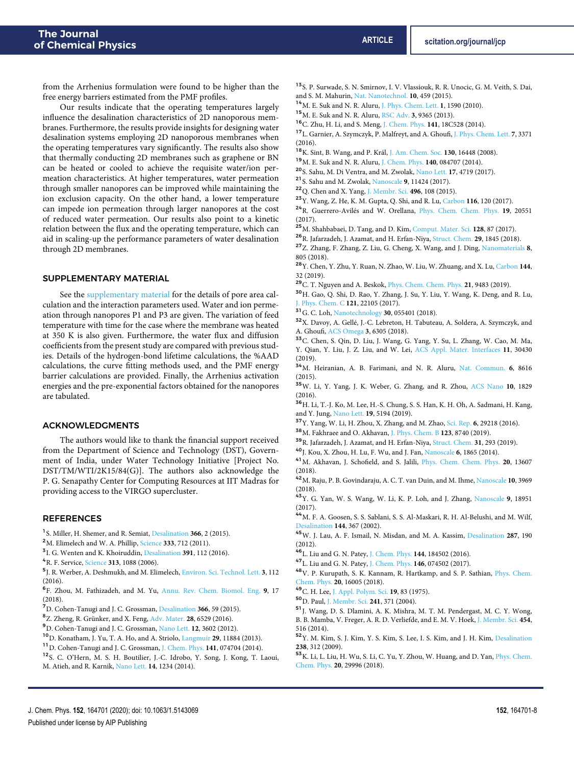from the Arrhenius formulation were found to be higher than the free energy barriers estimated from the PMF profiles.

Our results indicate that the operating temperatures largely influence the desalination characteristics of 2D nanoporous membranes. Furthermore, the results provide insights for designing water desalination systems employing 2D nanoporous membranes when the operating temperatures vary significantly. The results also show that thermally conducting 2D membranes such as graphene or BN can be heated or cooled to achieve the requisite water/ion permeation characteristics. At higher temperatures, water permeation through smaller nanopores can be improved while maintaining the ion exclusion capacity. On the other hand, a lower temperature can impede ion permeation through larger nanopores at the cost of reduced water permeation. Our results also point to a kinetic relation between the flux and the operating temperature, which can aid in scaling-up the performance parameters of water desalination through 2D membranes.

## SUPPLEMENTARY MATERIAL

See the supplementary material for the details of pore area calculation and the interaction parameters used. Water and ion permeation through nanopores P1 and P3 are given. The variation of feed temperature with time for the case where the membrane was heated at 350 K is also given. Furthermore, the water flux and diffusion coefficients from the present study are compared with previous studies. Details of the hydrogen-bond lifetime calculations, the %AAD calculations, the curve fitting methods used, and the PMF energy barrier calculations are provided. Finally, the Arrhenius activation energies and the pre-exponential factors obtained for the nanopores are tabulated.

## ACKNOWLEDGMENTS

The authors would like to thank the financial support received from the Department of Science and Technology (DST), Government of India, under Water Technology Initiative [Project No. DST/TM/WTI/2K15/84(G)]. The authors also acknowledge the P. G. Senapathy Center for Computing Resources at IIT Madras for providing access to the VIRGO supercluster.

## REFERENCES

[1] S. Miller, H. Shemer, and R. Semiat, Desalination **366**, 2 (2015).
[2] M. Elimelech and W. A. Phillip, Science **333**, 712 (2011).
[3] I. G. Wenten and K. Khoiruddin, Desalination **391**, 112 (2016).
[4] R. F. Service, Science **313**, 1088 (2006).
[5] J. R. Werber, A. Deshmukh, and M. Elimelech, Environ. Sci. Technol. Lett. **3**, 112 (2016).
[6] F. Zhou, M. Fathizadeh, and M. Yu, Annu. Rev. Chem. Biomol. Eng. **9**, 17 (2018).
[7] D. Cohen-Tanugi and J. C. Grossman, Desalination **366**, 59 (2015).
[8] Z. Zheng, R. Grünker, and X. Feng, Adv. Mater. **28**, 6529 (2016).
[9] D. Cohen-Tanugi and J. C. Grossman, Nano Lett. **12**, 3602 (2012).
[10] D. Konatham, J. Yu, T. A. Ho, and A. Striolo, Langmuir **29**, 11884 (2013).
[11] D. Cohen-Tanugi and J. C. Grossman, J. Chem. Phys. **141**, 074704 (2014).
[12] S. C. O'Hern, M. S. H. Boutilier, J.-C. Idrobo, Y. Song, J. Kong, T. Laoui, M. Atieh, and R. Karnik, Nano Lett. **14**, 1234 (2014).
[13] S. P. Surwade, S. N. Smirnov, I. V. Vlassiouk, R. R. Unocic, G. M. Veith, S. Dai, and S. M. Mahurin, Nat. Nanotechnol. **10**, 459 (2015).
[14] M. E. Suk and N. R. Aluru, J. Phys. Chem. Lett. **1**, 1590 (2010).
[15] M. E. Suk and N. R. Aluru, RSC Adv. **3**, 9365 (2013).
[16] C. Zhu, H. Li, and S. Meng, J. Chem. Phys. **141**, 18C528 (2014).
[17] L. Garnier, A. Szymczyk, P. Malfreyt, and A. Ghoufi, J. Phys. Chem. Lett. **7**, 3371 (2016).
[18] K. Sint, B. Wang, and P. Král, J. Am. Chem. Soc. **130**, 16448 (2008).
[19] M. E. Suk and N. R. Aluru, J. Chem. Phys. **140**, 084707 (2014).
[20] S. Sahu, M. Di Ventra, and M. Zwolak, Nano Lett. **17**, 4719 (2017).
[21] S. Sahu and M. Zwolak, Nanoscale **9**, 11424 (2017).
[22] Q. Chen and X. Yang, J. Membr. Sci. **496**, 108 (2015).
[23] Y. Wang, Z. He, K. M. Gupta, Q. Shi, and R. Lu, Carbon **116**, 120 (2017).
[24] R. Guerrero-Avilés and W. Orellana, Phys. Chem. Chem. Phys. **19**, 20551 (2017).
[25] M. Shahbabaei, D. Tang, and D. Kim, Comput. Mater. Sci. **128**, 87 (2017).
[26] R. Jafarzadeh, J. Azamat, and H. Erfan-Niya, Struct. Chem. **29**, 1845 (2018).
[27] Z. Zhang, F. Zhang, Z. Liu, G. Cheng, X. Wang, and J. Ding, Nanomaterials **8**, 805 (2018).
[28] Y. Chen, Y. Zhu, Y. Ruan, N. Zhao, W. Liu, W. Zhuang, and X. Lu, Carbon **144**, 32 (2019).
[29] C. T. Nguyen and A. Beskok, Phys. Chem. Chem. Phys. **21**, 9483 (2019).
[30] H. Gao, Q. Shi, D. Rao, Y. Zhang, J. Su, Y. Liu, Y. Wang, K. Deng, and R. Lu, J. Phys. Chem. C **121**, 22105 (2017).
[31] G. C. Loh, Nanotechnology **30**, 055401 (2018).
[32] X. Davoy, A. Gellé, J.-C. Lebreton, H. Tabuteau, A. Soldera, A. Szymczyk, and A. Ghoufi, ACS Omega **3**, 6305 (2018).
[33] C. Chen, S. Qin, D. Liu, J. Wang, G. Yang, Y. Su, L. Zhang, W. Cao, M. Ma, Y. Qian, Y. Liu, J. Z. Liu, and W. Lei, ACS Appl. Mater. Interfaces **11**, 30430 (2019).
[34] M. Heiranian, A. B. Farimani, and N. R. Aluru, Nat. Commun. **6**, 8616 (2015).
[35] W. Li, Y. Yang, J. K. Weber, G. Zhang, and R. Zhou, ACS Nano **10**, 1829 (2016).
[36] H. Li, T.-J. Ko, M. Lee, H.-S. Chung, S. S. Han, K. H. Oh, A. Sadmani, H. Kang, and Y. Jung, Nano Lett. **19**, 5194 (2019).
[37] Y. Yang, W. Li, H. Zhou, X. Zhang, and M. Zhao, Sci. Rep. **6**, 29218 (2016).
[38] M. Fakhraee and O. Akhavan, J. Phys. Chem. B **123**, 8740 (2019).
[39] R. Jafarzadeh, J. Azamat, and H. Erfan-Niya, Struct. Chem. **31**, 293 (2019).
[40] J. Kou, X. Zhou, H. Lu, F. Wu, and J. Fan, Nanoscale **6**, 1865 (2014).
[41] M. Akhavan, J. Schofield, and S. Jalili, Phys. Chem. Chem. Phys. **20**, 13607 (2018).
[42] M. Raju, P. B. Govindaraju, A. C. T. van Duin, and M. Ihme, Nanoscale **10**, 3969 (2018).
[43] Y. G. Yan, W. S. Wang, W. Li, K. P. Loh, and J. Zhang, Nanoscale **9**, 18951 (2017).
[44] M. F. A. Goosen, S. S. Sablani, S. S. Al-Maskari, R. H. Al-Belushi, and M. Wilf, Desalination **144**, 367 (2002).
[45] W. J. Lau, A. F. Ismail, N. Misdan, and M. A. Kassim, Desalination **287**, 190 (2012).
[46] L. Liu and G. N. Patey, J. Chem. Phys. **144**, 184502 (2016).
[47] L. Liu and G. N. Patey, J. Chem. Phys. **146**, 074502 (2017).
[48] V. P. Kurupath, S. K. Kannam, R. Hartkamp, and S. P. Sathian, Phys. Chem. Chem. Phys. **20**, 16005 (2018).
[49] C. H. Lee, J. Appl. Polym. Sci. **19**, 83 (1975).
[50] D. Paul, J. Membr. Sci. **241**, 371 (2004).
[51] J. Wang, D. S. Dlamini, A. K. Mishra, M. T. M. Pendergast, M. C. Y. Wong, B. B. Mamba, V. Freger, A. R. D. Verliefde, and E. M. V. Hoek, J. Membr. Sci. **454**, 516 (2014).
[52] Y. M. Kim, S. J. Kim, Y. S. Kim, S. Lee, I. S. Kim, and J. H. Kim, Desalination **238**, 312 (2009).
[53] K. Li, L. Liu, H. Wu, S. Li, C. Yu, Y. Zhou, W. Huang, and D. Yan, Phys. Chem. Chem. Phys. **20**, 29996 (2018).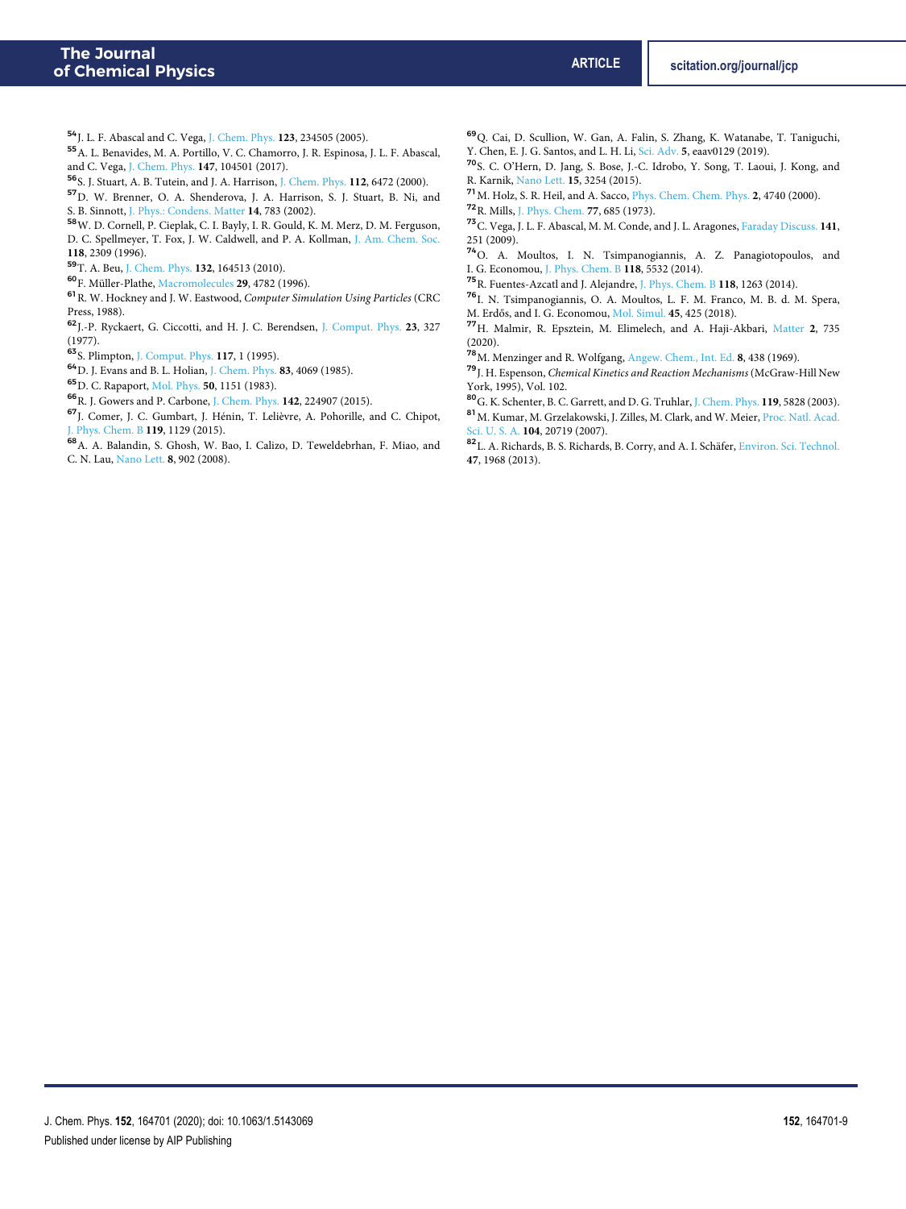[54] J. L. F. Abascal and C. Vega, J. Chem. Phys. **123**, 234505 (2005).

[55] A. L. Benavides, M. A. Portillo, V. C. Chamorro, J. R. Espinosa, J. L. F. Abascal, and C. Vega, J. Chem. Phys. **147**, 104501 (2017).

[56] S. J. Stuart, A. B. Tutein, and J. A. Harrison, J. Chem. Phys. **112**, 6472 (2000).

[57] D. W. Brenner, O. A. Shenderova, J. A. Harrison, S. J. Stuart, B. Ni, and S. B. Sinnott, J. Phys.: Condens. Matter **14**, 783 (2002).

[58] W. D. Cornell, P. Cieplak, C. I. Bayly, I. R. Gould, K. M. Merz, D. M. Ferguson, D. C. Spellmeyer, T. Fox, J. W. Caldwell, and P. A. Kollman, J. Am. Chem. Soc. **118**, 2309 (1996).

[59] T. A. Beu, J. Chem. Phys. **132**, 164513 (2010).

[60] F. Müller-Plathe, Macromolecules **29**, 4782 (1996).

[61] R. W. Hockney and J. W. Eastwood, *Computer Simulation Using Particles* (CRC Press, 1988).

[62] J.-P. Ryckaert, G. Ciccotti, and H. J. C. Berendsen, J. Comput. Phys. **23**, 327 (1977).

[63] S. Plimpton, J. Comput. Phys. **117**, 1 (1995).

[64] D. J. Evans and B. L. Holian, J. Chem. Phys. **83**, 4069 (1985).

[65] D. C. Rapaport, Mol. Phys. **50**, 1151 (1983).

[66] R. J. Gowers and P. Carbone, J. Chem. Phys. **142**, 224907 (2015).

[67] J. Comer, J. C. Gumbart, J. Hénin, T. Lelièvre, A. Pohorille, and C. Chipot, J. Phys. Chem. B **119**, 1129 (2015).

[68] A. A. Balandin, S. Ghosh, W. Bao, I. Calizo, D. Teweldebrhan, F. Miao, and C. N. Lau, Nano Lett. **8**, 902 (2008).

[69] Q. Cai, D. Scullion, W. Gan, A. Falin, S. Zhang, K. Watanabe, T. Taniguchi, Y. Chen, E. J. G. Santos, and L. H. Li, Sci. Adv. **5**, eaav0129 (2019).

[70] S. C. O'Hern, D. Jang, S. Bose, J.-C. Idrobo, Y. Song, T. Laoui, J. Kong, and R. Karnik, Nano Lett. **15**, 3254 (2015).

[71] M. Holz, S. R. Heil, and A. Sacco, Phys. Chem. Chem. Phys. **2**, 4740 (2000).

[72] R. Mills, J. Phys. Chem. **77**, 685 (1973).

[73] C. Vega, J. L. F. Abascal, M. M. Conde, and J. L. Aragones, Faraday Discuss. **141**, 251 (2009).

[74] O. A. Moultos, I. N. Tsimpanogiannis, A. Z. Panagiotopoulos, and I. G. Economou, J. Phys. Chem. B **118**, 5532 (2014).

[75] R. Fuentes-Azcatl and J. Alejandre, J. Phys. Chem. B **118**, 1263 (2014).

[76] I. N. Tsimpanogiannis, O. A. Moultos, L. F. M. Franco, M. B. d. M. Spera, M. Erdős, and I. G. Economou, Mol. Simul. **45**, 425 (2018).

[77] H. Malmir, R. Epsztein, M. Elimelech, and A. Haji-Akbari, Matter **2**, 735 (2020).

[78] M. Menzinger and R. Wolfgang, Angew. Chem., Int. Ed. **8**, 438 (1969).

[79] J. H. Espenson, *Chemical Kinetics and Reaction Mechanisms* (McGraw-Hill New York, 1995), Vol. 102.

[80] G. K. Schenter, B. C. Garrett, and D. G. Truhlar, J. Chem. Phys. **119**, 5828 (2003).

[81] M. Kumar, M. Grzelakowski, J. Zilles, M. Clark, and W. Meier, Proc. Natl. Acad. Sci. U. S. A. **104**, 20719 (2007).

[82] L. A. Richards, B. S. Richards, B. Corry, and A. I. Schäfer, Environ. Sci. Technol. **47**, 1968 (2013).